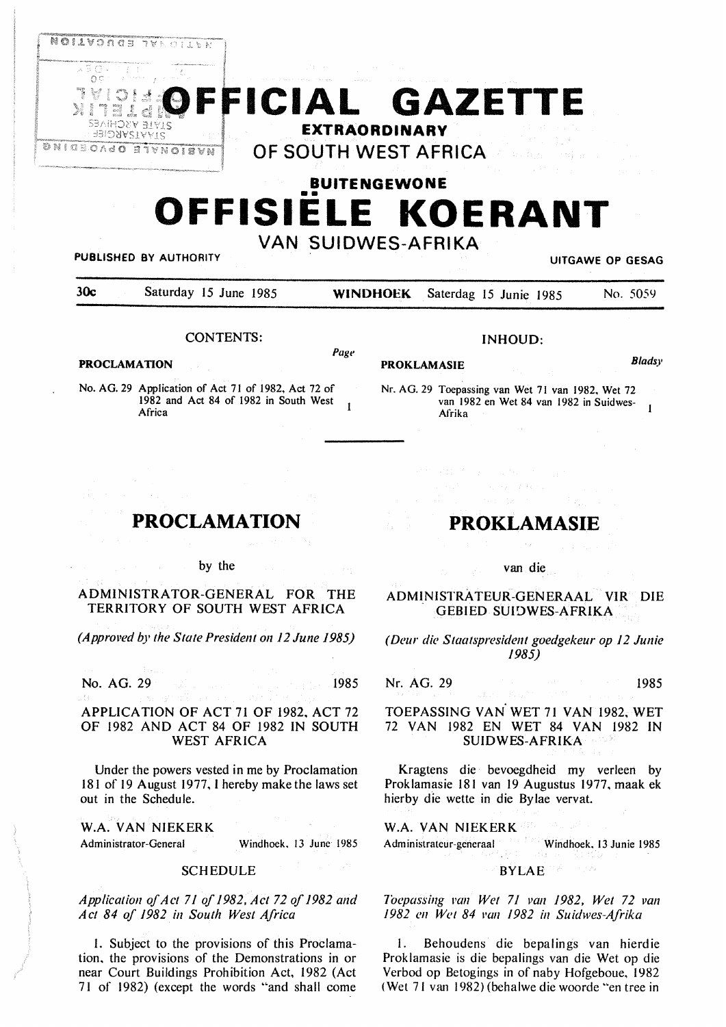# OFFICIAL GAZETTE EXTRAORDINARY OF SOUTH WEST AFRICA

# BUITENGEWONE OFFISIËLE KOERANT VAN SUIDWES-AFRIKA

PUBLISHED BY AUTHORITY — UITGAWE OP GESAG

30c — Saturday 15 June 1985 — WINDHOEK — Saterdag 15 Junie 1985 — No. 5059

CONTENTS:

| PROCLAMATION | Page |
| --- | --- |
| No. AG. 29 Application of Act 71 of 1982, Act 72 of 1982 and Act 84 of 1982 in South West Africa | 1 |

INHOUD:

| PROKLAMASIE | Bladsy |
| --- | --- |
| Nr. AG. 29 Toepassing van Wet 71 van 1982, Wet 72 van 1982 en Wet 84 van 1982 in Suidwes-Afrika | 1 |

## PROCLAMATION

by the

### ADMINISTRATOR-GENERAL FOR THE TERRITORY OF SOUTH WEST AFRICA

*(Approved by the State President on 12 June 1985)*

No. AG. 29 — 1985

### APPLICATION OF ACT 71 OF 1982, ACT 72 OF 1982 AND ACT 84 OF 1982 IN SOUTH WEST AFRICA

Under the powers vested in me by Proclamation 181 of 19 August 1977, I hereby make the laws set out in the Schedule.

W.A. VAN NIEKERK
Administrator-General — Windhoek, 13 June 1985

### SCHEDULE

*Application of Act 71 of 1982, Act 72 of 1982 and Act 84 of 1982 in South West Africa*

1. Subject to the provisions of this Proclamation, the provisions of the Demonstrations in or near Court Buildings Prohibition Act, 1982 (Act 71 of 1982) (except the words "and shall come

## PROKLAMASIE

van die

### ADMINISTRATEUR-GENERAAL VIR DIE GEBIED SUIDWES-AFRIKA

*(Deur die Staatspresident goedgekeur op 12 Junie 1985)*

Nr. AG. 29 — 1985

### TOEPASSING VAN WET 71 VAN 1982, WET 72 VAN 1982 EN WET 84 VAN 1982 IN SUIDWES-AFRIKA

Kragtens die bevoegdheid my verleen by Proklamasie 181 van 19 Augustus 1977, maak ek hierby die wette in die Bylae vervat.

W.A. VAN NIEKERK
Administrateur-generaal — Windhoek, 13 Junie 1985

### BYLAE

*Toepassing van Wet 71 van 1982, Wet 72 van 1982 en Wet 84 van 1982 in Suidwes-Afrika*

1. Behoudens die bepalings van hierdie Proklamasie is die bepalings van die Wet op die Verbod op Betogings in of naby Hofgeboue, 1982 (Wet 71 van 1982) (behalwe die woorde "en tree in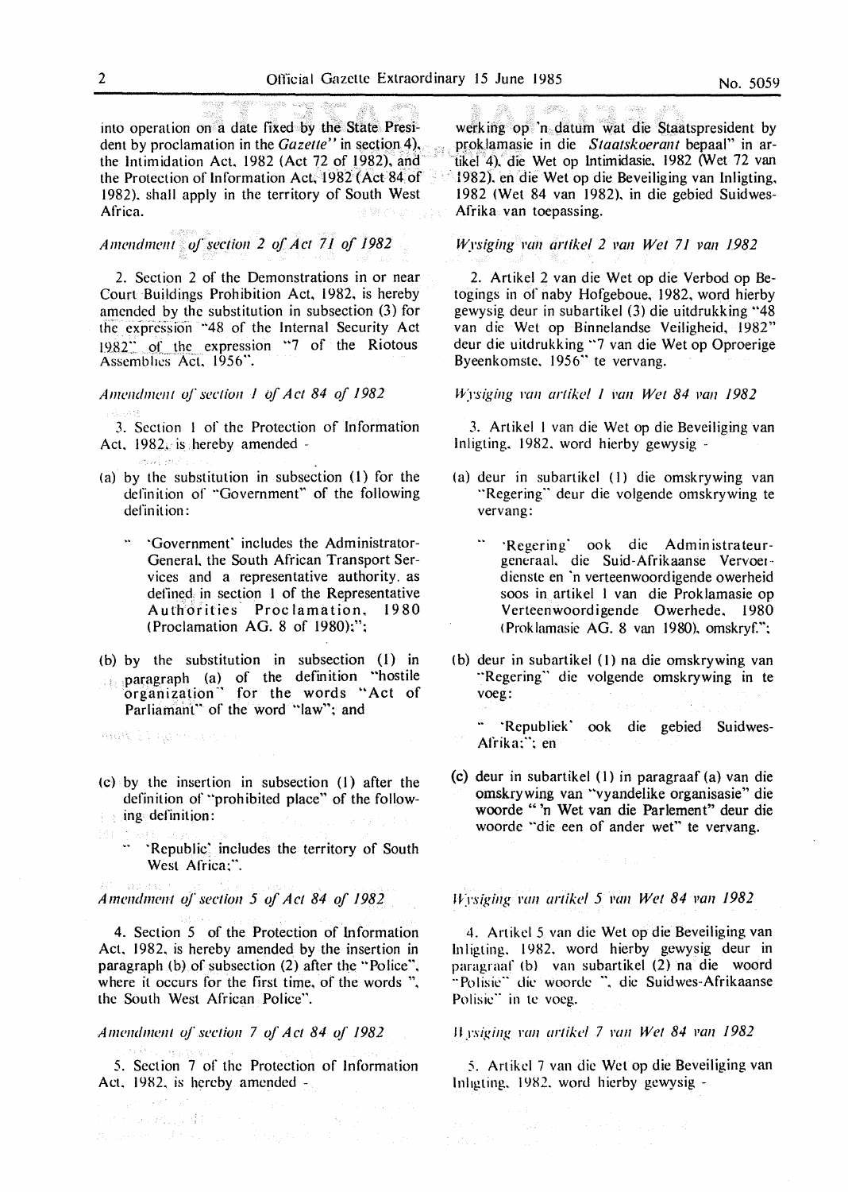into operation on a date fixed by the State President by proclamation in the *Gazette*" in section 4), the Intimidation Act, 1982 (Act 72 of 1982), and the Protection of Information Act, 1982 (Act 84 of 1982), shall apply in the territory of South West Africa.

*Amendment of section 2 of Act 71 of 1982*

2. Section 2 of the Demonstrations in or near Court Buildings Prohibition Act, 1982, is hereby amended by the substitution in subsection (3) for the expression "48 of the Internal Security Act 1982" of the expression "7 of the Riotous Assemblies Act, 1956".

*Amendment of section 1 of Act 84 of 1982*

3. Section 1 of the Protection of Information Act, 1982, is hereby amended -

(a) by the substitution in subsection (1) for the definition of "Government" of the following definition:

" 'Government' includes the Administrator-General, the South African Transport Services and a representative authority, as defined in section 1 of the Representative Authorities Proclamation, 1980 (Proclamation AG. 8 of 1980);";

(b) by the substitution in subsection (1) in paragraph (a) of the definition "hostile organization" for the words "Act of Parliament" of the word "law"; and

(c) by the insertion in subsection (1) after the definition of "prohibited place" of the following definition:

" 'Republic' includes the territory of South West Africa;".

*Amendment of section 5 of Act 84 of 1982*

4. Section 5 of the Protection of Information Act, 1982, is hereby amended by the insertion in paragraph (b) of subsection (2) after the "Police", where it occurs for the first time, of the words ", the South West African Police".

*Amendment of section 7 of Act 84 of 1982*

5. Section 7 of the Protection of Information Act, 1982, is hereby amended -

werking op 'n datum wat die Staatspresident by proklamasie in die *Staatskoerant* bepaal" in artikel 4), die Wet op Intimidasie, 1982 (Wet 72 van 1982), en die Wet op die Beveiliging van Inligting, 1982 (Wet 84 van 1982), in die gebied Suidwes-Afrika van toepassing.

*Wysiging van artikel 2 van Wet 71 van 1982*

2. Artikel 2 van die Wet op die Verbod op Betogings in of naby Hofgeboue, 1982, word hierby gewysig deur in subartikel (3) die uitdrukking "48 van die Wet op Binnelandse Veiligheid, 1982" deur die uitdrukking "7 van die Wet op Oproerige Byeenkomste, 1956" te vervang.

*Wysiging van artikel 1 van Wet 84 van 1982*

3. Artikel 1 van die Wet op die Beveiliging van Inligting, 1982, word hierby gewysig -

(a) deur in subartikel (1) die omskrywing van "Regering" deur die volgende omskrywing te vervang:

" 'Regering' ook die Administrateur-generaal, die Suid-Afrikaanse Vervoerdienste en 'n verteenwoordigende owerheid soos in artikel 1 van die Proklamasie op Verteenwoordigende Owerhede, 1980 (Proklamasie AG. 8 van 1980), omskryf.";

(b) deur in subartikel (1) na die omskrywing van "Regering" die volgende omskrywing in te voeg:

" 'Republiek' ook die gebied Suidwes-Afrika;"; en

(c) deur in subartikel (1) in paragraaf (a) van die omskrywing van "vyandelike organisasie" die woorde " 'n Wet van die Parlement" deur die woorde "die een of ander wet" te vervang.

*Wysiging van artikel 5 van Wet 84 van 1982*

4. Artikel 5 van die Wet op die Beveiliging van Inligting, 1982, word hierby gewysig deur in paragraaf (b) van subartikel (2) na die woord "Polisie" die woorde ", die Suidwes-Afrikaanse Polisie" in te voeg.

*Wysiging van artikel 7 van Wet 84 van 1982*

5. Artikel 7 van die Wet op die Beveiliging van Inligting, 1982, word hierby gewysig -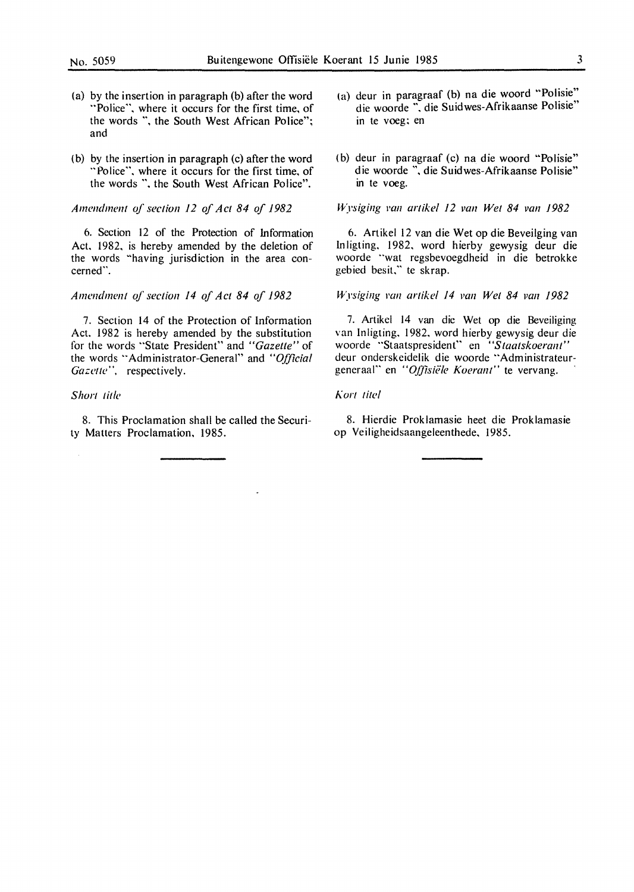(a) by the insertion in paragraph (b) after the word "Police", where it occurs for the first time, of the words ", the South West African Police"; and

(b) by the insertion in paragraph (c) after the word "Police", where it occurs for the first time, of the words ", the South West African Police".

*Amendment of section 12 of Act 84 of 1982*

6. Section 12 of the Protection of Information Act, 1982, is hereby amended by the deletion of the words "having jurisdiction in the area concerned".

*Amendment of section 14 of Act 84 of 1982*

7. Section 14 of the Protection of Information Act, 1982 is hereby amended by the substitution for the words "State President" and *"Gazette"* of the words "Administrator-General" and *"Official Gazette"*, respectively.

*Short title*

8. This Proclamation shall be called the Security Matters Proclamation, 1985.

(a) deur in paragraaf (b) na die woord "Polisie" die woorde ", die Suidwes-Afrikaanse Polisie" in te voeg; en

(b) deur in paragraaf (c) na die woord "Polisie" die woorde ", die Suidwes-Afrikaanse Polisie" in te voeg.

*Wysiging van artikel 12 van Wet 84 van 1982*

6. Artikel 12 van die Wet op die Beveilging van Inligting, 1982, word hierby gewysig deur die woorde "wat regsbevoegdheid in die betrokke gebied besit," te skrap.

*Wysiging van artikel 14 van Wet 84 van 1982*

7. Artikel 14 van die Wet op die Beveiliging van Inligting, 1982, word hierby gewysig deur die woorde "Staatspresident" en *"Staatskoerant"* deur onderskeidelik die woorde "Administrateur-generaal" en *"Offisiële Koerant"* te vervang.

*Kort titel*

8. Hierdie Proklamasie heet die Proklamasie op Veiligheidsaangeleenthede, 1985.